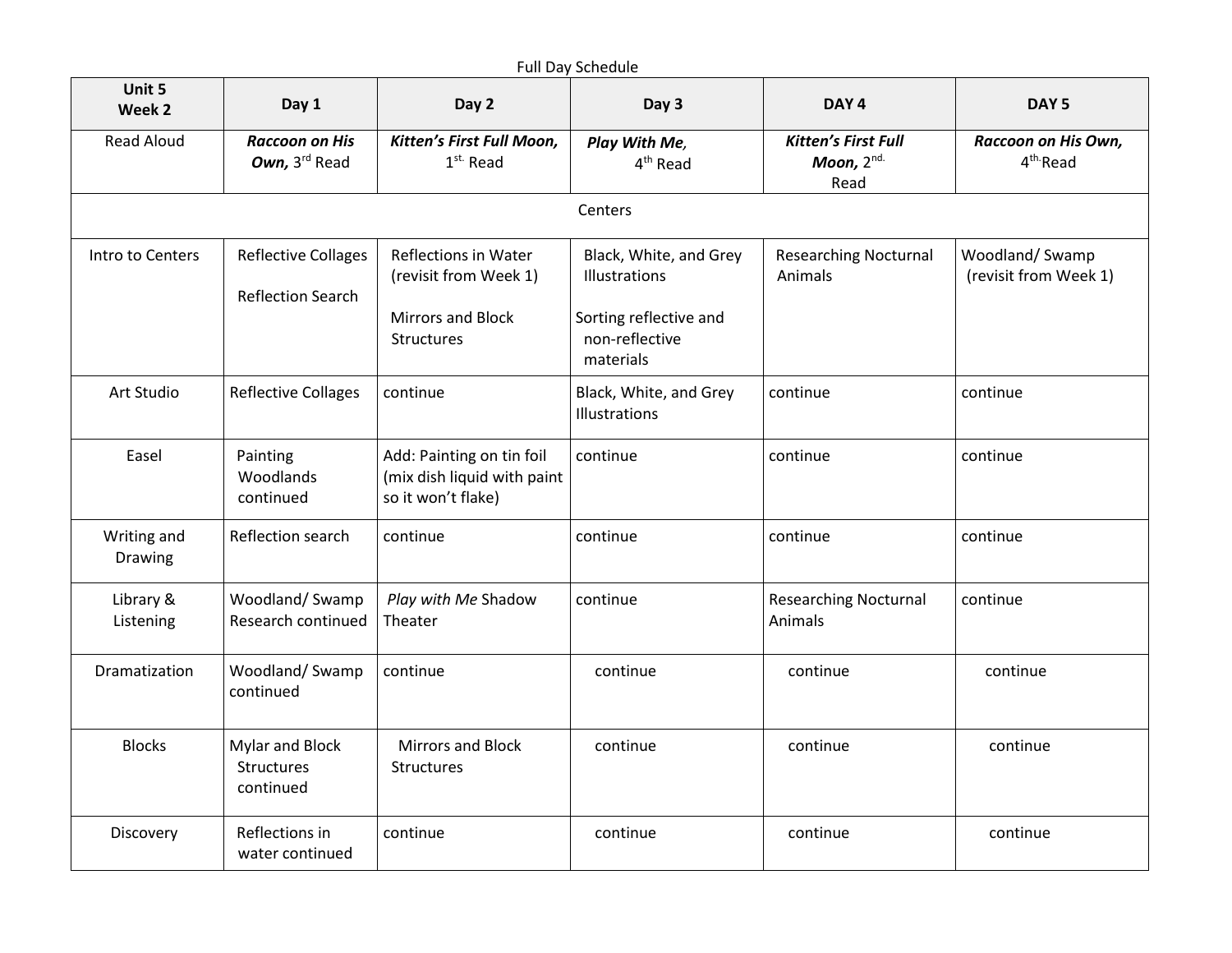Full Day Schedule

| Unit 5 Week 2 | Day 1 | Day 2 | Day 3 | DAY 4 | DAY 5 |
|---|---|---|---|---|---|
| Read Aloud | ***Raccoon on His Own,*** 3rd Read | ***Kitten's First Full Moon,*** 1st. Read | ***Play With Me**,* 4th Read | ***Kitten's First Full Moon,*** 2nd. Read | ***Raccoon on His Own,*** 4th. Read |
| Centers | | | | | |
| Intro to Centers | Reflective Collages<br><br>Reflection Search | Reflections in Water (revisit from Week 1)<br><br>Mirrors and Block Structures | Black, White, and Grey Illustrations<br><br>Sorting reflective and non-reflective materials | Researching Nocturnal Animals | Woodland/ Swamp (revisit from Week 1) |
| Art Studio | Reflective Collages | continue | Black, White, and Grey Illustrations | continue | continue |
| Easel | Painting Woodlands continued | Add: Painting on tin foil (mix dish liquid with paint so it won't flake) | continue | continue | continue |
| Writing and Drawing | Reflection search | continue | continue | continue | continue |
| Library & Listening | Woodland/ Swamp Research continued | *Play with Me* Shadow Theater | continue | Researching Nocturnal Animals | continue |
| Dramatization | Woodland/ Swamp continued | continue | continue | continue | continue |
| Blocks | Mylar and Block Structures continued | Mirrors and Block Structures | continue | continue | continue |
| Discovery | Reflections in water continued | continue | continue | continue | continue |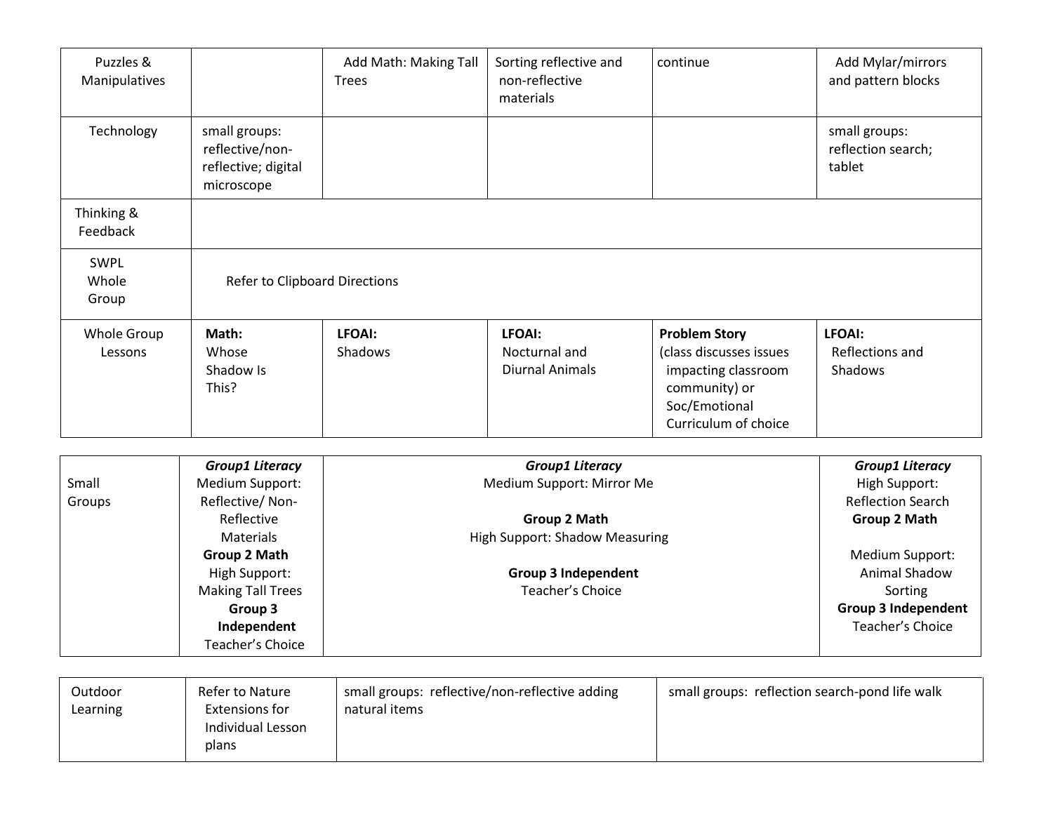| | | | | | |
|---|---|---|---|---|---|
| Puzzles & Manipulatives | | Add Math: Making Tall Trees | Sorting reflective and non-reflective materials | continue | Add Mylar/mirrors and pattern blocks |
| Technology | small groups: reflective/non-reflective; digital microscope | | | | small groups: reflection search; tablet |
| Thinking & Feedback | | | | | |
| SWPL Whole Group | Refer to Clipboard Directions | | | | |
| Whole Group Lessons | **Math:** Whose Shadow Is This? | **LFOAI:** Shadows | **LFOAI:** Nocturnal and Diurnal Animals | **Problem Story** (class discusses issues impacting classroom community) or Soc/Emotional Curriculum of choice | **LFOAI:** Reflections and Shadows |

| | | | |
|---|---|---|---|
| Small Groups | ***Group1 Literacy*** Medium Support: Reflective/ Non-Reflective Materials **Group 2 Math** High Support: Making Tall Trees **Group 3 Independent** Teacher's Choice | ***Group1 Literacy*** Medium Support: Mirror Me **Group 2 Math** High Support: Shadow Measuring **Group 3 Independent** Teacher's Choice | ***Group1 Literacy*** High Support: Reflection Search **Group 2 Math** Medium Support: Animal Shadow Sorting **Group 3 Independent** Teacher's Choice |

| | | | |
|---|---|---|---|
| Outdoor Learning | Refer to Nature Extensions for Individual Lesson plans | small groups: reflective/non-reflective adding natural items | small groups: reflection search-pond life walk |